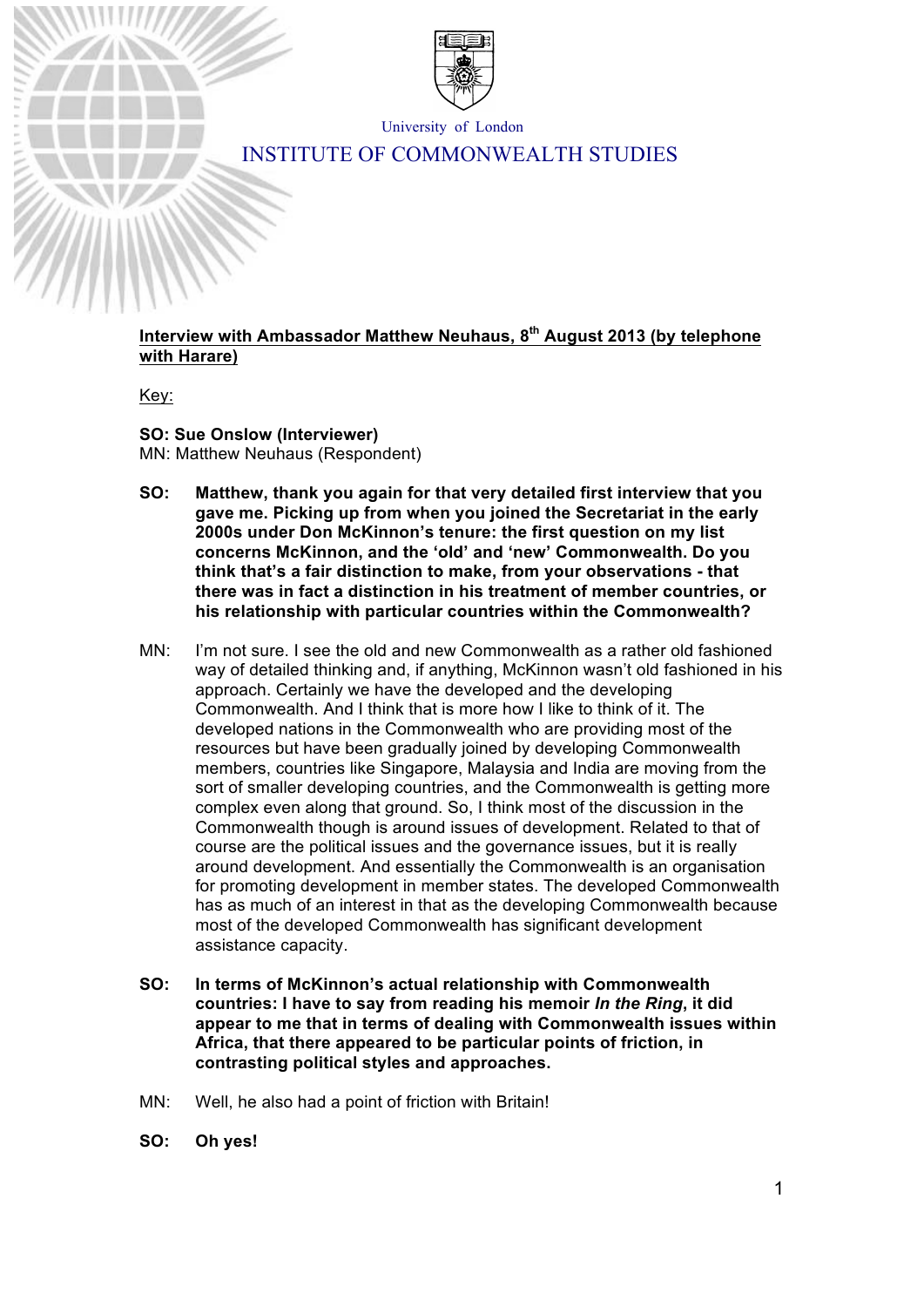University of London

# INSTITUTE OF COMMONWEALTH STUDIES

**Interview with Ambassador Matthew Neuhaus, 8th August 2013 (by telephone with Harare)**

Key:

**SO: Sue Onslow (Interviewer)**
MN: Matthew Neuhaus (Respondent)

**SO: Matthew, thank you again for that very detailed first interview that you gave me. Picking up from when you joined the Secretariat in the early 2000s under Don McKinnon's tenure: the first question on my list concerns McKinnon, and the 'old' and 'new' Commonwealth. Do you think that's a fair distinction to make, from your observations - that there was in fact a distinction in his treatment of member countries, or his relationship with particular countries within the Commonwealth?**

MN: I'm not sure. I see the old and new Commonwealth as a rather old fashioned way of detailed thinking and, if anything, McKinnon wasn't old fashioned in his approach. Certainly we have the developed and the developing Commonwealth. And I think that is more how I like to think of it. The developed nations in the Commonwealth who are providing most of the resources but have been gradually joined by developing Commonwealth members, countries like Singapore, Malaysia and India are moving from the sort of smaller developing countries, and the Commonwealth is getting more complex even along that ground. So, I think most of the discussion in the Commonwealth though is around issues of development. Related to that of course are the political issues and the governance issues, but it is really around development. And essentially the Commonwealth is an organisation for promoting development in member states. The developed Commonwealth has as much of an interest in that as the developing Commonwealth because most of the developed Commonwealth has significant development assistance capacity.

**SO: In terms of McKinnon's actual relationship with Commonwealth countries: I have to say from reading his memoir *In the Ring*, it did appear to me that in terms of dealing with Commonwealth issues within Africa, that there appeared to be particular points of friction, in contrasting political styles and approaches.**

MN: Well, he also had a point of friction with Britain!

**SO: Oh yes!**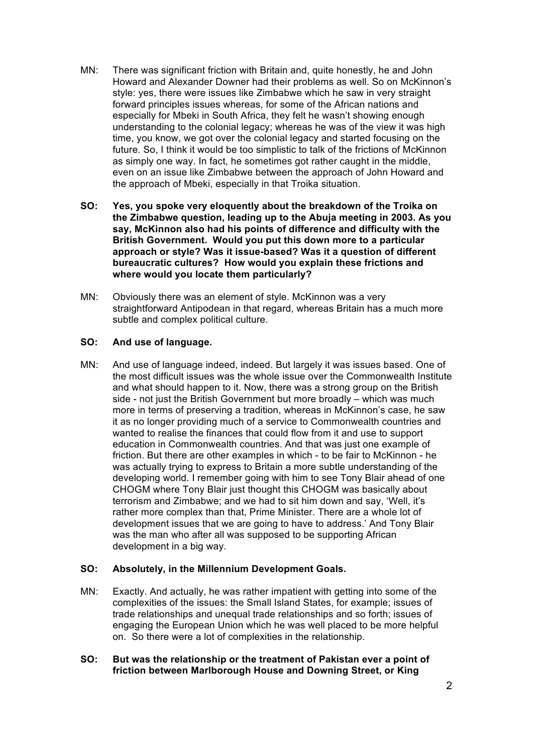MN: There was significant friction with Britain and, quite honestly, he and John Howard and Alexander Downer had their problems as well. So on McKinnon's style: yes, there were issues like Zimbabwe which he saw in very straight forward principles issues whereas, for some of the African nations and especially for Mbeki in South Africa, they felt he wasn't showing enough understanding to the colonial legacy; whereas he was of the view it was high time, you know, we got over the colonial legacy and started focusing on the future. So, I think it would be too simplistic to talk of the frictions of McKinnon as simply one way. In fact, he sometimes got rather caught in the middle, even on an issue like Zimbabwe between the approach of John Howard and the approach of Mbeki, especially in that Troika situation.

**SO: Yes, you spoke very eloquently about the breakdown of the Troika on the Zimbabwe question, leading up to the Abuja meeting in 2003. As you say, McKinnon also had his points of difference and difficulty with the British Government. Would you put this down more to a particular approach or style? Was it issue-based? Was it a question of different bureaucratic cultures? How would you explain these frictions and where would you locate them particularly?**

MN: Obviously there was an element of style. McKinnon was a very straightforward Antipodean in that regard, whereas Britain has a much more subtle and complex political culture.

**SO: And use of language.**

MN: And use of language indeed, indeed. But largely it was issues based. One of the most difficult issues was the whole issue over the Commonwealth Institute and what should happen to it. Now, there was a strong group on the British side - not just the British Government but more broadly – which was much more in terms of preserving a tradition, whereas in McKinnon's case, he saw it as no longer providing much of a service to Commonwealth countries and wanted to realise the finances that could flow from it and use to support education in Commonwealth countries. And that was just one example of friction. But there are other examples in which - to be fair to McKinnon - he was actually trying to express to Britain a more subtle understanding of the developing world. I remember going with him to see Tony Blair ahead of one CHOGM where Tony Blair just thought this CHOGM was basically about terrorism and Zimbabwe; and we had to sit him down and say, 'Well, it's rather more complex than that, Prime Minister. There are a whole lot of development issues that we are going to have to address.' And Tony Blair was the man who after all was supposed to be supporting African development in a big way.

**SO: Absolutely, in the Millennium Development Goals.**

MN: Exactly. And actually, he was rather impatient with getting into some of the complexities of the issues: the Small Island States, for example; issues of trade relationships and unequal trade relationships and so forth; issues of engaging the European Union which he was well placed to be more helpful on. So there were a lot of complexities in the relationship.

**SO: But was the relationship or the treatment of Pakistan ever a point of friction between Marlborough House and Downing Street, or King**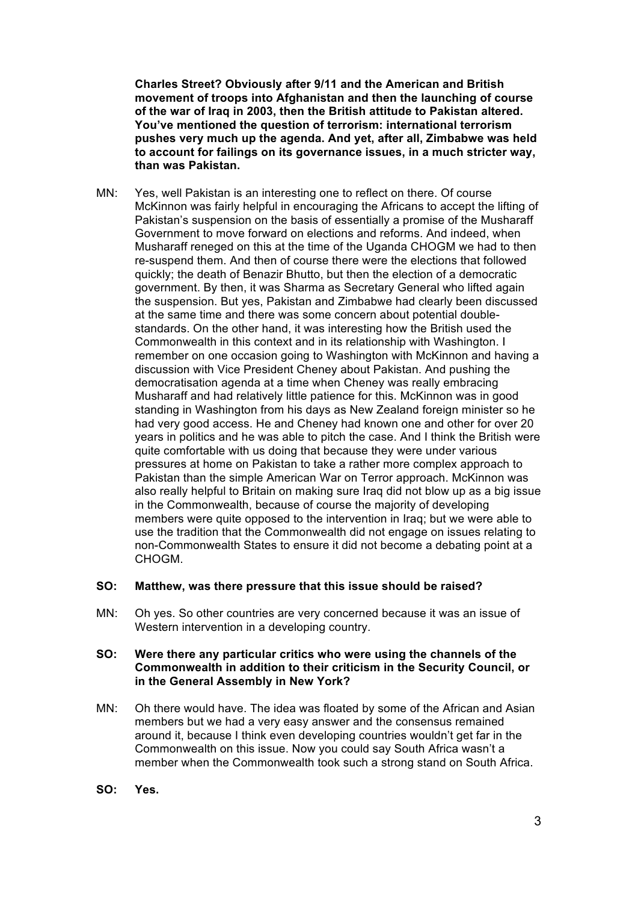**Charles Street? Obviously after 9/11 and the American and British movement of troops into Afghanistan and then the launching of course of the war of Iraq in 2003, then the British attitude to Pakistan altered. You've mentioned the question of terrorism: international terrorism pushes very much up the agenda. And yet, after all, Zimbabwe was held to account for failings on its governance issues, in a much stricter way, than was Pakistan.**

MN: Yes, well Pakistan is an interesting one to reflect on there. Of course McKinnon was fairly helpful in encouraging the Africans to accept the lifting of Pakistan's suspension on the basis of essentially a promise of the Musharaff Government to move forward on elections and reforms. And indeed, when Musharaff reneged on this at the time of the Uganda CHOGM we had to then re-suspend them. And then of course there were the elections that followed quickly; the death of Benazir Bhutto, but then the election of a democratic government. By then, it was Sharma as Secretary General who lifted again the suspension. But yes, Pakistan and Zimbabwe had clearly been discussed at the same time and there was some concern about potential double-standards. On the other hand, it was interesting how the British used the Commonwealth in this context and in its relationship with Washington. I remember on one occasion going to Washington with McKinnon and having a discussion with Vice President Cheney about Pakistan. And pushing the democratisation agenda at a time when Cheney was really embracing Musharaff and had relatively little patience for this. McKinnon was in good standing in Washington from his days as New Zealand foreign minister so he had very good access. He and Cheney had known one and other for over 20 years in politics and he was able to pitch the case. And I think the British were quite comfortable with us doing that because they were under various pressures at home on Pakistan to take a rather more complex approach to Pakistan than the simple American War on Terror approach. McKinnon was also really helpful to Britain on making sure Iraq did not blow up as a big issue in the Commonwealth, because of course the majority of developing members were quite opposed to the intervention in Iraq; but we were able to use the tradition that the Commonwealth did not engage on issues relating to non-Commonwealth States to ensure it did not become a debating point at a CHOGM.

**SO: Matthew, was there pressure that this issue should be raised?**

MN: Oh yes. So other countries are very concerned because it was an issue of Western intervention in a developing country.

**SO: Were there any particular critics who were using the channels of the Commonwealth in addition to their criticism in the Security Council, or in the General Assembly in New York?**

MN: Oh there would have. The idea was floated by some of the African and Asian members but we had a very easy answer and the consensus remained around it, because I think even developing countries wouldn't get far in the Commonwealth on this issue. Now you could say South Africa wasn't a member when the Commonwealth took such a strong stand on South Africa.

**SO: Yes.**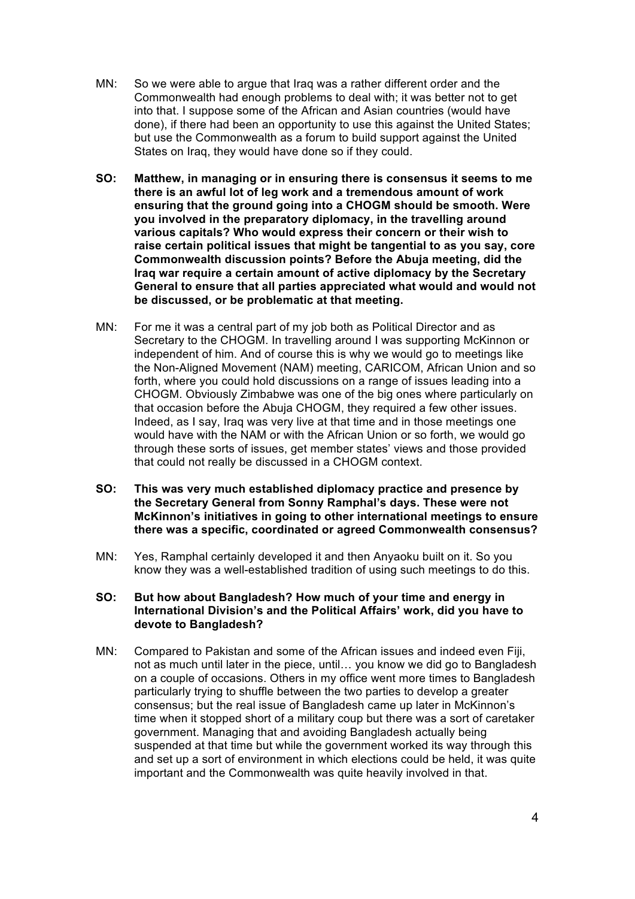MN: So we were able to argue that Iraq was a rather different order and the Commonwealth had enough problems to deal with; it was better not to get into that. I suppose some of the African and Asian countries (would have done), if there had been an opportunity to use this against the United States; but use the Commonwealth as a forum to build support against the United States on Iraq, they would have done so if they could.

**SO: Matthew, in managing or in ensuring there is consensus it seems to me there is an awful lot of leg work and a tremendous amount of work ensuring that the ground going into a CHOGM should be smooth. Were you involved in the preparatory diplomacy, in the travelling around various capitals? Who would express their concern or their wish to raise certain political issues that might be tangential to as you say, core Commonwealth discussion points? Before the Abuja meeting, did the Iraq war require a certain amount of active diplomacy by the Secretary General to ensure that all parties appreciated what would and would not be discussed, or be problematic at that meeting.**

MN: For me it was a central part of my job both as Political Director and as Secretary to the CHOGM. In travelling around I was supporting McKinnon or independent of him. And of course this is why we would go to meetings like the Non-Aligned Movement (NAM) meeting, CARICOM, African Union and so forth, where you could hold discussions on a range of issues leading into a CHOGM. Obviously Zimbabwe was one of the big ones where particularly on that occasion before the Abuja CHOGM, they required a few other issues. Indeed, as I say, Iraq was very live at that time and in those meetings one would have with the NAM or with the African Union or so forth, we would go through these sorts of issues, get member states' views and those provided that could not really be discussed in a CHOGM context.

**SO: This was very much established diplomacy practice and presence by the Secretary General from Sonny Ramphal's days. These were not McKinnon's initiatives in going to other international meetings to ensure there was a specific, coordinated or agreed Commonwealth consensus?**

MN: Yes, Ramphal certainly developed it and then Anyaoku built on it. So you know they was a well-established tradition of using such meetings to do this.

**SO: But how about Bangladesh? How much of your time and energy in International Division's and the Political Affairs' work, did you have to devote to Bangladesh?**

MN: Compared to Pakistan and some of the African issues and indeed even Fiji, not as much until later in the piece, until… you know we did go to Bangladesh on a couple of occasions. Others in my office went more times to Bangladesh particularly trying to shuffle between the two parties to develop a greater consensus; but the real issue of Bangladesh came up later in McKinnon's time when it stopped short of a military coup but there was a sort of caretaker government. Managing that and avoiding Bangladesh actually being suspended at that time but while the government worked its way through this and set up a sort of environment in which elections could be held, it was quite important and the Commonwealth was quite heavily involved in that.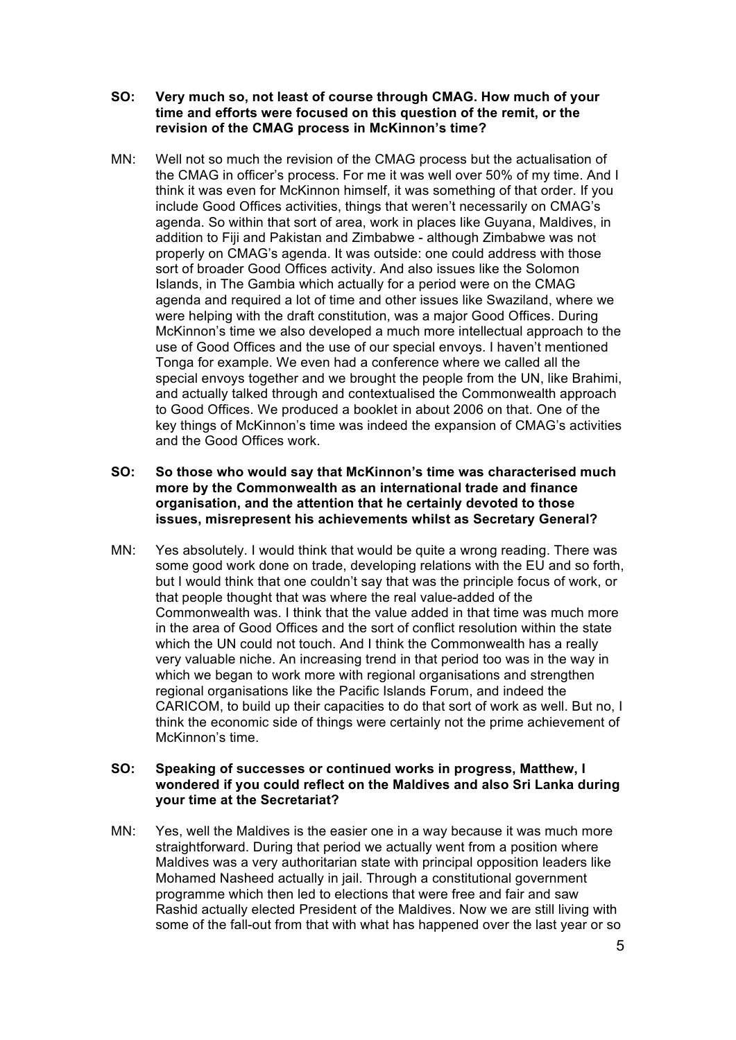**SO: Very much so, not least of course through CMAG. How much of your time and efforts were focused on this question of the remit, or the revision of the CMAG process in McKinnon's time?**

MN: Well not so much the revision of the CMAG process but the actualisation of the CMAG in officer's process. For me it was well over 50% of my time. And I think it was even for McKinnon himself, it was something of that order. If you include Good Offices activities, things that weren't necessarily on CMAG's agenda. So within that sort of area, work in places like Guyana, Maldives, in addition to Fiji and Pakistan and Zimbabwe - although Zimbabwe was not properly on CMAG's agenda. It was outside: one could address with those sort of broader Good Offices activity. And also issues like the Solomon Islands, in The Gambia which actually for a period were on the CMAG agenda and required a lot of time and other issues like Swaziland, where we were helping with the draft constitution, was a major Good Offices. During McKinnon's time we also developed a much more intellectual approach to the use of Good Offices and the use of our special envoys. I haven't mentioned Tonga for example. We even had a conference where we called all the special envoys together and we brought the people from the UN, like Brahimi, and actually talked through and contextualised the Commonwealth approach to Good Offices. We produced a booklet in about 2006 on that. One of the key things of McKinnon's time was indeed the expansion of CMAG's activities and the Good Offices work.

**SO: So those who would say that McKinnon's time was characterised much more by the Commonwealth as an international trade and finance organisation, and the attention that he certainly devoted to those issues, misrepresent his achievements whilst as Secretary General?**

MN: Yes absolutely. I would think that would be quite a wrong reading. There was some good work done on trade, developing relations with the EU and so forth, but I would think that one couldn't say that was the principle focus of work, or that people thought that was where the real value-added of the Commonwealth was. I think that the value added in that time was much more in the area of Good Offices and the sort of conflict resolution within the state which the UN could not touch. And I think the Commonwealth has a really very valuable niche. An increasing trend in that period too was in the way in which we began to work more with regional organisations and strengthen regional organisations like the Pacific Islands Forum, and indeed the CARICOM, to build up their capacities to do that sort of work as well. But no, I think the economic side of things were certainly not the prime achievement of McKinnon's time.

**SO: Speaking of successes or continued works in progress, Matthew, I wondered if you could reflect on the Maldives and also Sri Lanka during your time at the Secretariat?**

MN: Yes, well the Maldives is the easier one in a way because it was much more straightforward. During that period we actually went from a position where Maldives was a very authoritarian state with principal opposition leaders like Mohamed Nasheed actually in jail. Through a constitutional government programme which then led to elections that were free and fair and saw Rashid actually elected President of the Maldives. Now we are still living with some of the fall-out from that with what has happened over the last year or so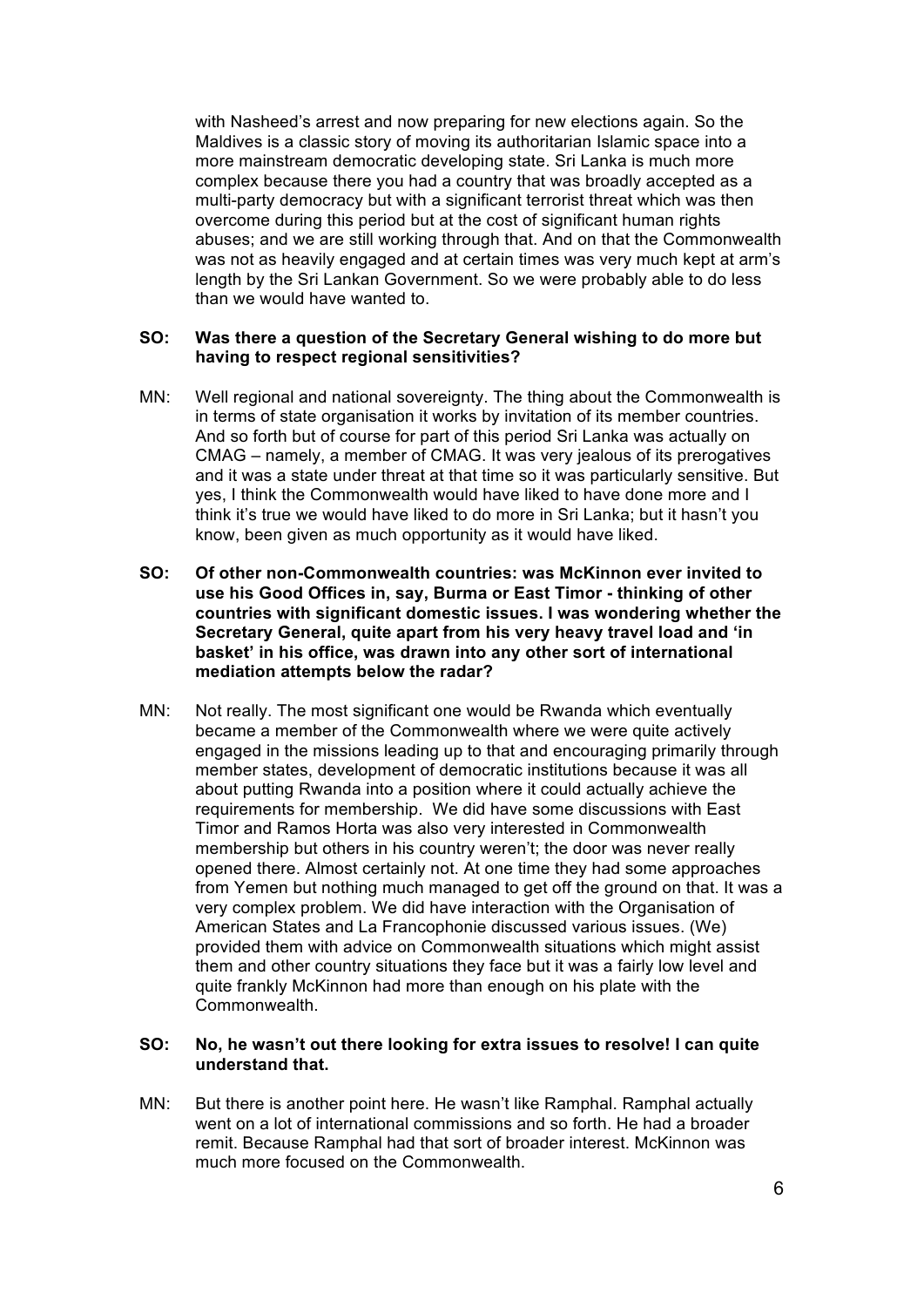with Nasheed's arrest and now preparing for new elections again. So the Maldives is a classic story of moving its authoritarian Islamic space into a more mainstream democratic developing state. Sri Lanka is much more complex because there you had a country that was broadly accepted as a multi-party democracy but with a significant terrorist threat which was then overcome during this period but at the cost of significant human rights abuses; and we are still working through that. And on that the Commonwealth was not as heavily engaged and at certain times was very much kept at arm's length by the Sri Lankan Government. So we were probably able to do less than we would have wanted to.

**SO: Was there a question of the Secretary General wishing to do more but having to respect regional sensitivities?**

MN: Well regional and national sovereignty. The thing about the Commonwealth is in terms of state organisation it works by invitation of its member countries. And so forth but of course for part of this period Sri Lanka was actually on CMAG – namely, a member of CMAG. It was very jealous of its prerogatives and it was a state under threat at that time so it was particularly sensitive. But yes, I think the Commonwealth would have liked to have done more and I think it's true we would have liked to do more in Sri Lanka; but it hasn't you know, been given as much opportunity as it would have liked.

**SO: Of other non-Commonwealth countries: was McKinnon ever invited to use his Good Offices in, say, Burma or East Timor - thinking of other countries with significant domestic issues. I was wondering whether the Secretary General, quite apart from his very heavy travel load and 'in basket' in his office, was drawn into any other sort of international mediation attempts below the radar?**

MN: Not really. The most significant one would be Rwanda which eventually became a member of the Commonwealth where we were quite actively engaged in the missions leading up to that and encouraging primarily through member states, development of democratic institutions because it was all about putting Rwanda into a position where it could actually achieve the requirements for membership. We did have some discussions with East Timor and Ramos Horta was also very interested in Commonwealth membership but others in his country weren't; the door was never really opened there. Almost certainly not. At one time they had some approaches from Yemen but nothing much managed to get off the ground on that. It was a very complex problem. We did have interaction with the Organisation of American States and La Francophonie discussed various issues. (We) provided them with advice on Commonwealth situations which might assist them and other country situations they face but it was a fairly low level and quite frankly McKinnon had more than enough on his plate with the Commonwealth.

**SO: No, he wasn't out there looking for extra issues to resolve! I can quite understand that.**

MN: But there is another point here. He wasn't like Ramphal. Ramphal actually went on a lot of international commissions and so forth. He had a broader remit. Because Ramphal had that sort of broader interest. McKinnon was much more focused on the Commonwealth.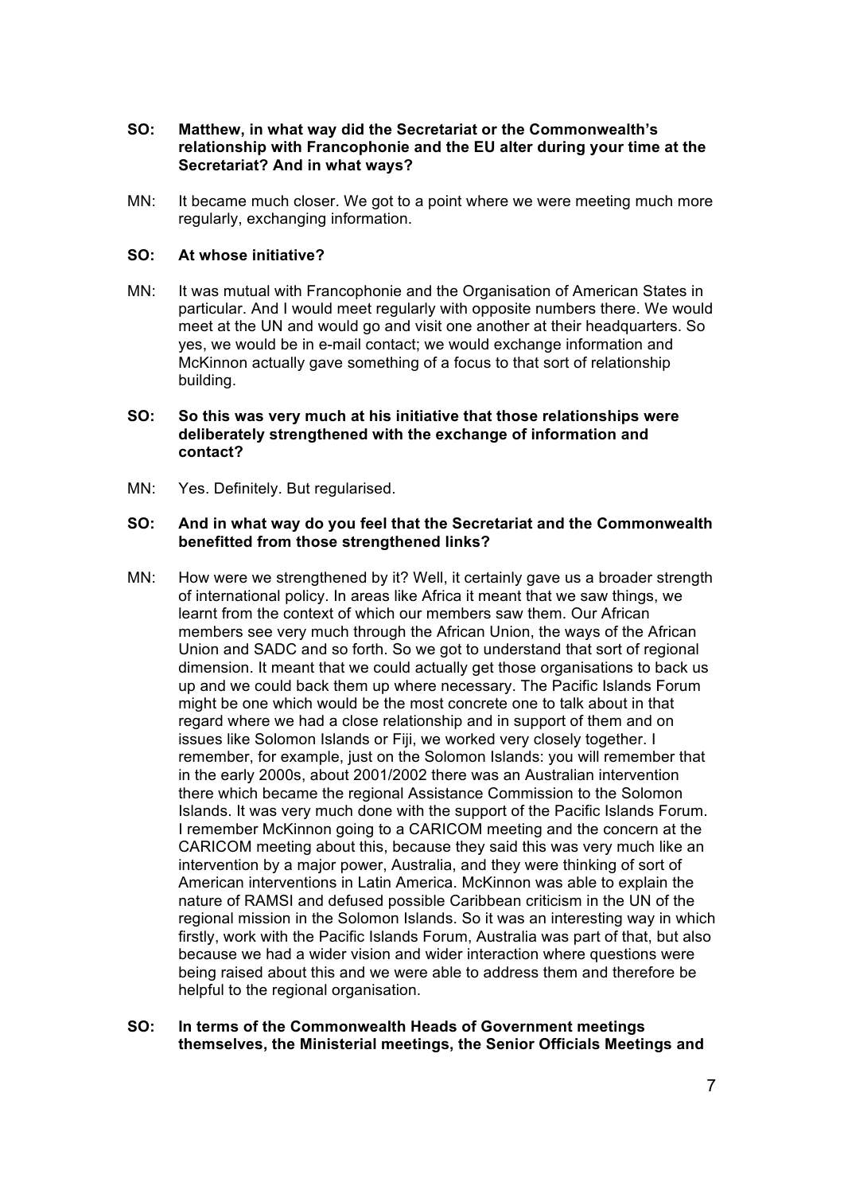**SO: Matthew, in what way did the Secretariat or the Commonwealth's relationship with Francophonie and the EU alter during your time at the Secretariat? And in what ways?**

MN: It became much closer. We got to a point where we were meeting much more regularly, exchanging information.

**SO: At whose initiative?**

MN: It was mutual with Francophonie and the Organisation of American States in particular. And I would meet regularly with opposite numbers there. We would meet at the UN and would go and visit one another at their headquarters. So yes, we would be in e-mail contact; we would exchange information and McKinnon actually gave something of a focus to that sort of relationship building.

**SO: So this was very much at his initiative that those relationships were deliberately strengthened with the exchange of information and contact?**

MN: Yes. Definitely. But regularised.

**SO: And in what way do you feel that the Secretariat and the Commonwealth benefitted from those strengthened links?**

MN: How were we strengthened by it? Well, it certainly gave us a broader strength of international policy. In areas like Africa it meant that we saw things, we learnt from the context of which our members saw them. Our African members see very much through the African Union, the ways of the African Union and SADC and so forth. So we got to understand that sort of regional dimension. It meant that we could actually get those organisations to back us up and we could back them up where necessary. The Pacific Islands Forum might be one which would be the most concrete one to talk about in that regard where we had a close relationship and in support of them and on issues like Solomon Islands or Fiji, we worked very closely together. I remember, for example, just on the Solomon Islands: you will remember that in the early 2000s, about 2001/2002 there was an Australian intervention there which became the regional Assistance Commission to the Solomon Islands. It was very much done with the support of the Pacific Islands Forum. I remember McKinnon going to a CARICOM meeting and the concern at the CARICOM meeting about this, because they said this was very much like an intervention by a major power, Australia, and they were thinking of sort of American interventions in Latin America. McKinnon was able to explain the nature of RAMSI and defused possible Caribbean criticism in the UN of the regional mission in the Solomon Islands. So it was an interesting way in which firstly, work with the Pacific Islands Forum, Australia was part of that, but also because we had a wider vision and wider interaction where questions were being raised about this and we were able to address them and therefore be helpful to the regional organisation.

**SO: In terms of the Commonwealth Heads of Government meetings themselves, the Ministerial meetings, the Senior Officials Meetings and**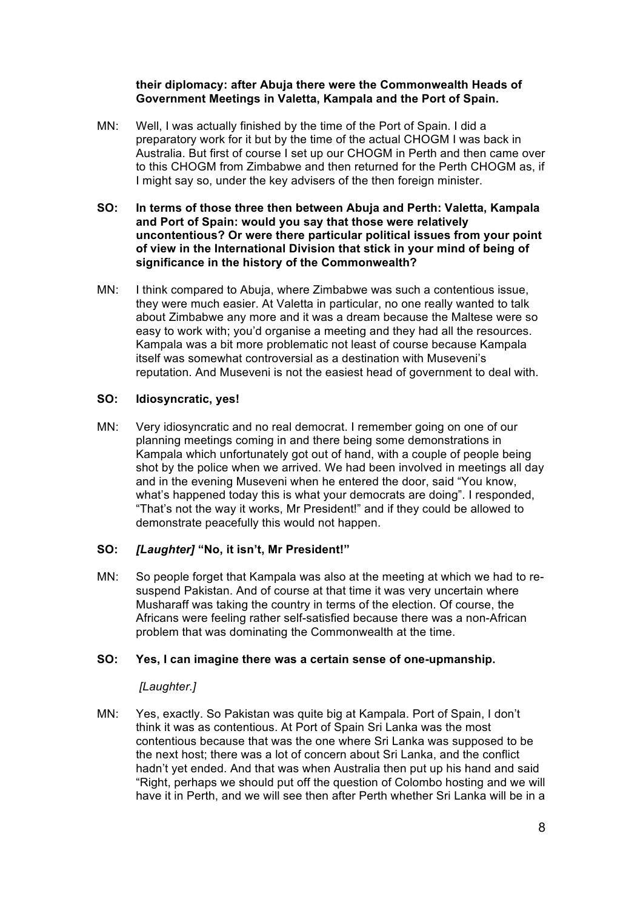**their diplomacy: after Abuja there were the Commonwealth Heads of Government Meetings in Valetta, Kampala and the Port of Spain.**

MN: Well, I was actually finished by the time of the Port of Spain. I did a preparatory work for it but by the time of the actual CHOGM I was back in Australia. But first of course I set up our CHOGM in Perth and then came over to this CHOGM from Zimbabwe and then returned for the Perth CHOGM as, if I might say so, under the key advisers of the then foreign minister.

**SO: In terms of those three then between Abuja and Perth: Valetta, Kampala and Port of Spain: would you say that those were relatively uncontentious? Or were there particular political issues from your point of view in the International Division that stick in your mind of being of significance in the history of the Commonwealth?**

MN: I think compared to Abuja, where Zimbabwe was such a contentious issue, they were much easier. At Valetta in particular, no one really wanted to talk about Zimbabwe any more and it was a dream because the Maltese were so easy to work with; you'd organise a meeting and they had all the resources. Kampala was a bit more problematic not least of course because Kampala itself was somewhat controversial as a destination with Museveni's reputation. And Museveni is not the easiest head of government to deal with.

**SO: Idiosyncratic, yes!**

MN: Very idiosyncratic and no real democrat. I remember going on one of our planning meetings coming in and there being some demonstrations in Kampala which unfortunately got out of hand, with a couple of people being shot by the police when we arrived. We had been involved in meetings all day and in the evening Museveni when he entered the door, said "You know, what's happened today this is what your democrats are doing". I responded, "That's not the way it works, Mr President!" and if they could be allowed to demonstrate peacefully this would not happen.

**SO: *[Laughter]* "No, it isn't, Mr President!"**

MN: So people forget that Kampala was also at the meeting at which we had to re-suspend Pakistan. And of course at that time it was very uncertain where Musharaff was taking the country in terms of the election. Of course, the Africans were feeling rather self-satisfied because there was a non-African problem that was dominating the Commonwealth at the time.

**SO: Yes, I can imagine there was a certain sense of one-upmanship.**

*[Laughter.]*

MN: Yes, exactly. So Pakistan was quite big at Kampala. Port of Spain, I don't think it was as contentious. At Port of Spain Sri Lanka was the most contentious because that was the one where Sri Lanka was supposed to be the next host; there was a lot of concern about Sri Lanka, and the conflict hadn't yet ended. And that was when Australia then put up his hand and said "Right, perhaps we should put off the question of Colombo hosting and we will have it in Perth, and we will see then after Perth whether Sri Lanka will be in a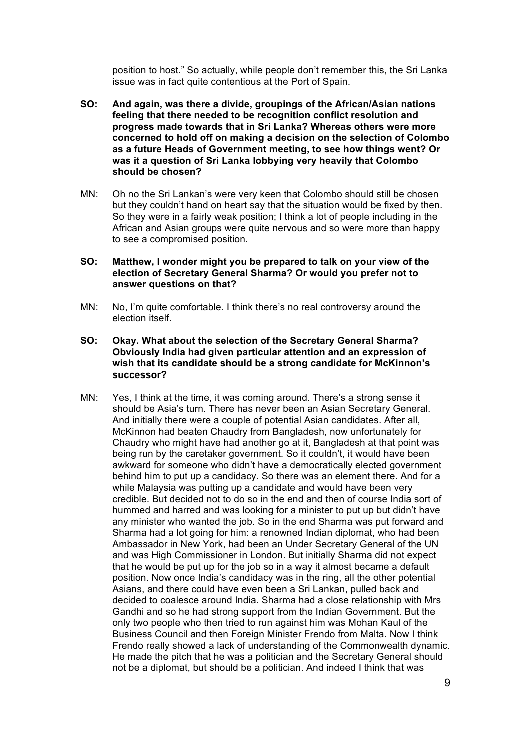position to host." So actually, while people don't remember this, the Sri Lanka issue was in fact quite contentious at the Port of Spain.

**SO: And again, was there a divide, groupings of the African/Asian nations feeling that there needed to be recognition conflict resolution and progress made towards that in Sri Lanka? Whereas others were more concerned to hold off on making a decision on the selection of Colombo as a future Heads of Government meeting, to see how things went? Or was it a question of Sri Lanka lobbying very heavily that Colombo should be chosen?**

MN: Oh no the Sri Lankan's were very keen that Colombo should still be chosen but they couldn't hand on heart say that the situation would be fixed by then. So they were in a fairly weak position; I think a lot of people including in the African and Asian groups were quite nervous and so were more than happy to see a compromised position.

**SO: Matthew, I wonder might you be prepared to talk on your view of the election of Secretary General Sharma? Or would you prefer not to answer questions on that?**

MN: No, I'm quite comfortable. I think there's no real controversy around the election itself.

**SO: Okay. What about the selection of the Secretary General Sharma? Obviously India had given particular attention and an expression of wish that its candidate should be a strong candidate for McKinnon's successor?**

MN: Yes, I think at the time, it was coming around. There's a strong sense it should be Asia's turn. There has never been an Asian Secretary General. And initially there were a couple of potential Asian candidates. After all, McKinnon had beaten Chaudry from Bangladesh, now unfortunately for Chaudry who might have had another go at it, Bangladesh at that point was being run by the caretaker government. So it couldn't, it would have been awkward for someone who didn't have a democratically elected government behind him to put up a candidacy. So there was an element there. And for a while Malaysia was putting up a candidate and would have been very credible. But decided not to do so in the end and then of course India sort of hummed and harred and was looking for a minister to put up but didn't have any minister who wanted the job. So in the end Sharma was put forward and Sharma had a lot going for him: a renowned Indian diplomat, who had been Ambassador in New York, had been an Under Secretary General of the UN and was High Commissioner in London. But initially Sharma did not expect that he would be put up for the job so in a way it almost became a default position. Now once India's candidacy was in the ring, all the other potential Asians, and there could have even been a Sri Lankan, pulled back and decided to coalesce around India. Sharma had a close relationship with Mrs Gandhi and so he had strong support from the Indian Government. But the only two people who then tried to run against him was Mohan Kaul of the Business Council and then Foreign Minister Frendo from Malta. Now I think Frendo really showed a lack of understanding of the Commonwealth dynamic. He made the pitch that he was a politician and the Secretary General should not be a diplomat, but should be a politician. And indeed I think that was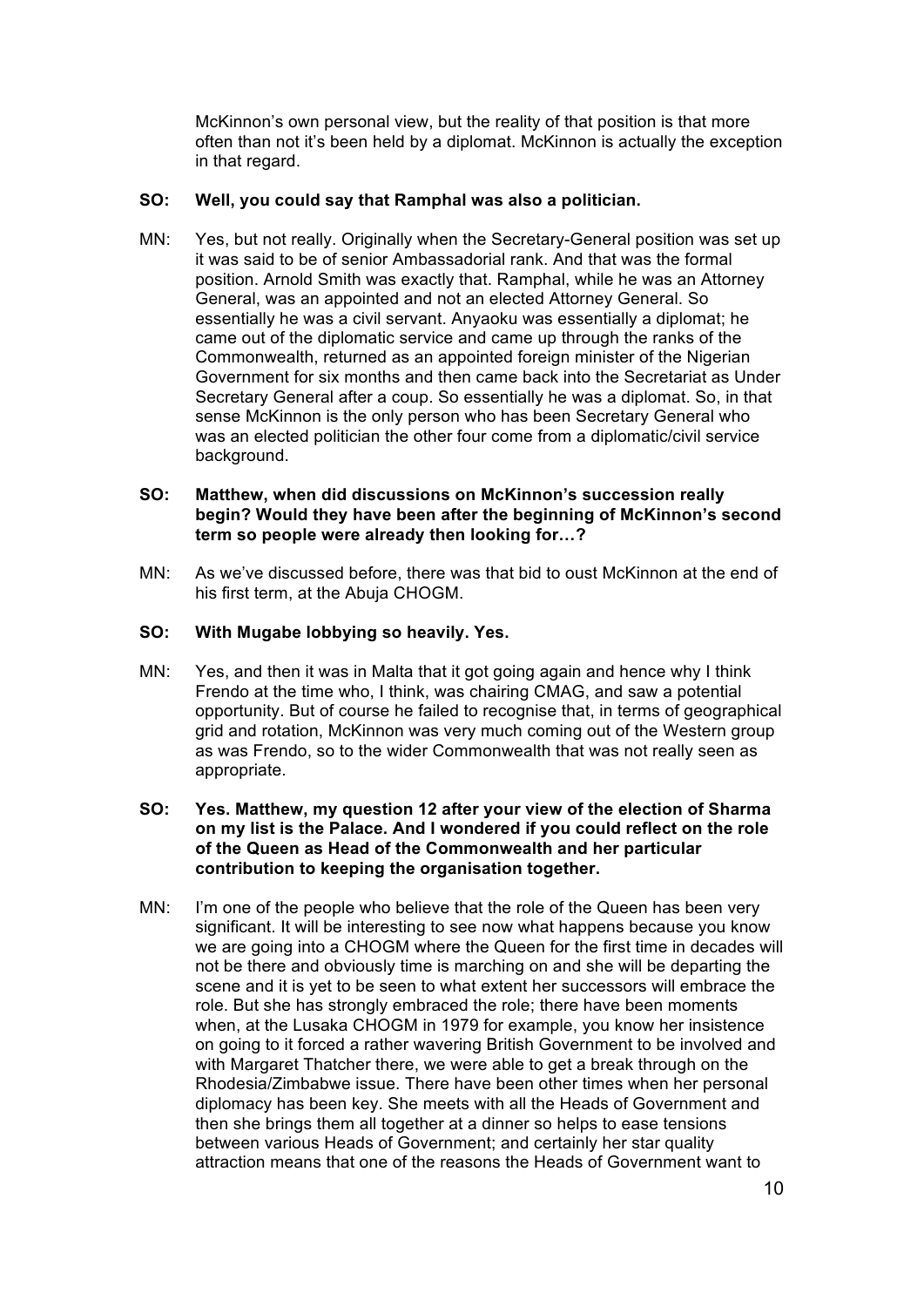McKinnon's own personal view, but the reality of that position is that more often than not it's been held by a diplomat. McKinnon is actually the exception in that regard.

**SO: Well, you could say that Ramphal was also a politician.**

MN: Yes, but not really. Originally when the Secretary-General position was set up it was said to be of senior Ambassadorial rank. And that was the formal position. Arnold Smith was exactly that. Ramphal, while he was an Attorney General, was an appointed and not an elected Attorney General. So essentially he was a civil servant. Anyaoku was essentially a diplomat; he came out of the diplomatic service and came up through the ranks of the Commonwealth, returned as an appointed foreign minister of the Nigerian Government for six months and then came back into the Secretariat as Under Secretary General after a coup. So essentially he was a diplomat. So, in that sense McKinnon is the only person who has been Secretary General who was an elected politician the other four come from a diplomatic/civil service background.

**SO: Matthew, when did discussions on McKinnon's succession really begin? Would they have been after the beginning of McKinnon's second term so people were already then looking for…?**

MN: As we've discussed before, there was that bid to oust McKinnon at the end of his first term, at the Abuja CHOGM.

**SO: With Mugabe lobbying so heavily. Yes.**

MN: Yes, and then it was in Malta that it got going again and hence why I think Frendo at the time who, I think, was chairing CMAG, and saw a potential opportunity. But of course he failed to recognise that, in terms of geographical grid and rotation, McKinnon was very much coming out of the Western group as was Frendo, so to the wider Commonwealth that was not really seen as appropriate.

**SO: Yes. Matthew, my question 12 after your view of the election of Sharma on my list is the Palace. And I wondered if you could reflect on the role of the Queen as Head of the Commonwealth and her particular contribution to keeping the organisation together.**

MN: I'm one of the people who believe that the role of the Queen has been very significant. It will be interesting to see now what happens because you know we are going into a CHOGM where the Queen for the first time in decades will not be there and obviously time is marching on and she will be departing the scene and it is yet to be seen to what extent her successors will embrace the role. But she has strongly embraced the role; there have been moments when, at the Lusaka CHOGM in 1979 for example, you know her insistence on going to it forced a rather wavering British Government to be involved and with Margaret Thatcher there, we were able to get a break through on the Rhodesia/Zimbabwe issue. There have been other times when her personal diplomacy has been key. She meets with all the Heads of Government and then she brings them all together at a dinner so helps to ease tensions between various Heads of Government; and certainly her star quality attraction means that one of the reasons the Heads of Government want to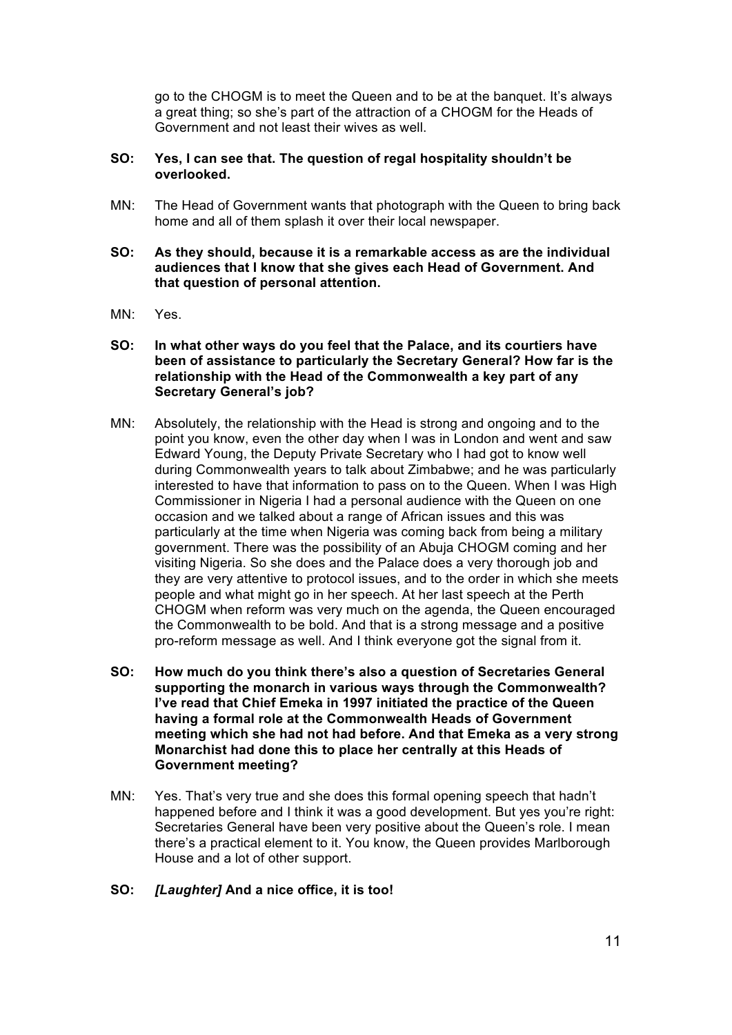go to the CHOGM is to meet the Queen and to be at the banquet. It's always a great thing; so she's part of the attraction of a CHOGM for the Heads of Government and not least their wives as well.

**SO: Yes, I can see that. The question of regal hospitality shouldn't be overlooked.**

MN: The Head of Government wants that photograph with the Queen to bring back home and all of them splash it over their local newspaper.

**SO: As they should, because it is a remarkable access as are the individual audiences that I know that she gives each Head of Government. And that question of personal attention.**

MN: Yes.

**SO: In what other ways do you feel that the Palace, and its courtiers have been of assistance to particularly the Secretary General? How far is the relationship with the Head of the Commonwealth a key part of any Secretary General's job?**

MN: Absolutely, the relationship with the Head is strong and ongoing and to the point you know, even the other day when I was in London and went and saw Edward Young, the Deputy Private Secretary who I had got to know well during Commonwealth years to talk about Zimbabwe; and he was particularly interested to have that information to pass on to the Queen. When I was High Commissioner in Nigeria I had a personal audience with the Queen on one occasion and we talked about a range of African issues and this was particularly at the time when Nigeria was coming back from being a military government. There was the possibility of an Abuja CHOGM coming and her visiting Nigeria. So she does and the Palace does a very thorough job and they are very attentive to protocol issues, and to the order in which she meets people and what might go in her speech. At her last speech at the Perth CHOGM when reform was very much on the agenda, the Queen encouraged the Commonwealth to be bold. And that is a strong message and a positive pro-reform message as well. And I think everyone got the signal from it.

**SO: How much do you think there's also a question of Secretaries General supporting the monarch in various ways through the Commonwealth? I've read that Chief Emeka in 1997 initiated the practice of the Queen having a formal role at the Commonwealth Heads of Government meeting which she had not had before. And that Emeka as a very strong Monarchist had done this to place her centrally at this Heads of Government meeting?**

MN: Yes. That's very true and she does this formal opening speech that hadn't happened before and I think it was a good development. But yes you're right: Secretaries General have been very positive about the Queen's role. I mean there's a practical element to it. You know, the Queen provides Marlborough House and a lot of other support.

**SO: *[Laughter]* And a nice office, it is too!**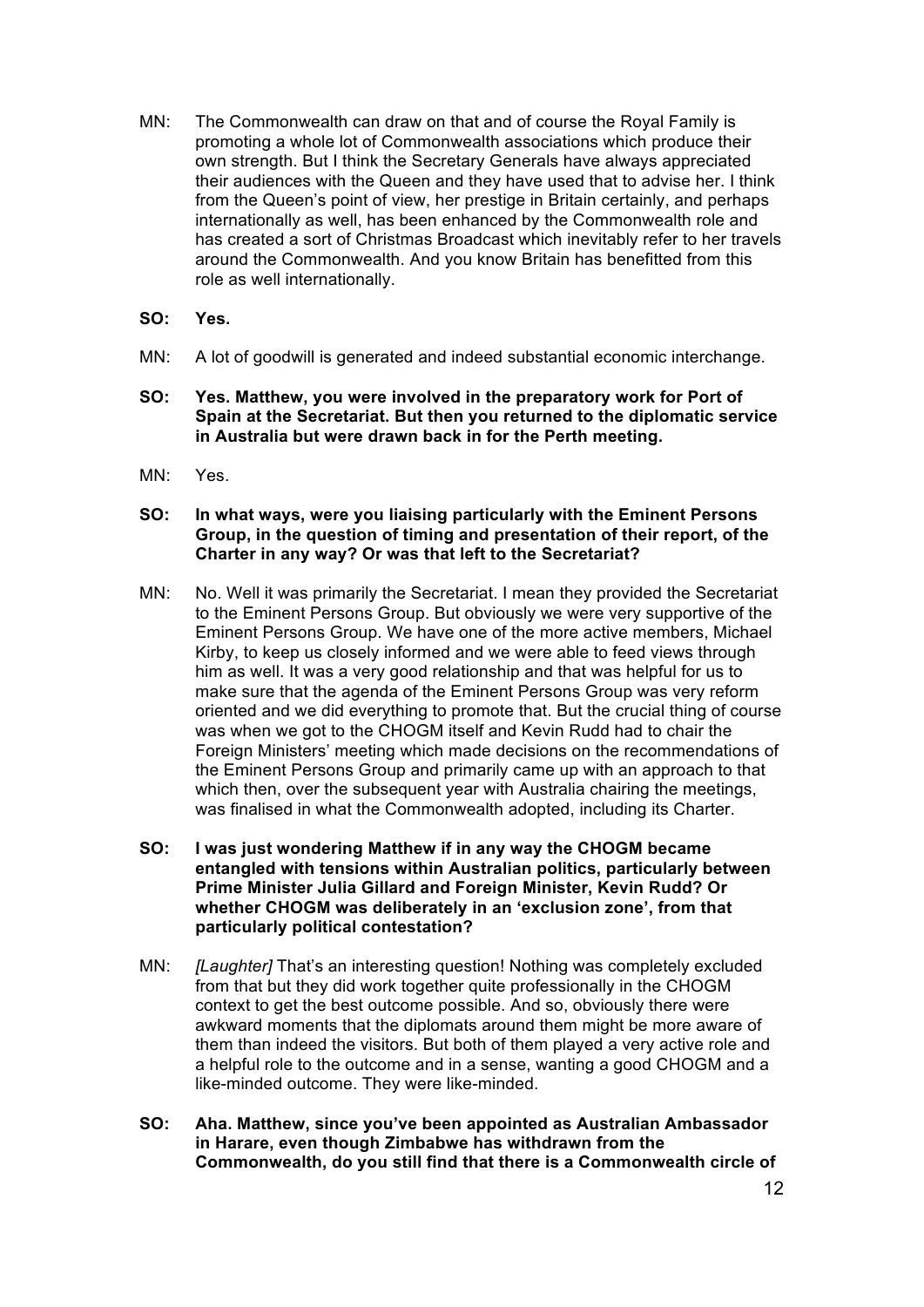MN: The Commonwealth can draw on that and of course the Royal Family is promoting a whole lot of Commonwealth associations which produce their own strength. But I think the Secretary Generals have always appreciated their audiences with the Queen and they have used that to advise her. I think from the Queen's point of view, her prestige in Britain certainly, and perhaps internationally as well, has been enhanced by the Commonwealth role and has created a sort of Christmas Broadcast which inevitably refer to her travels around the Commonwealth. And you know Britain has benefitted from this role as well internationally.

**SO: Yes.**

MN: A lot of goodwill is generated and indeed substantial economic interchange.

**SO: Yes. Matthew, you were involved in the preparatory work for Port of Spain at the Secretariat. But then you returned to the diplomatic service in Australia but were drawn back in for the Perth meeting.**

MN: Yes.

**SO: In what ways, were you liaising particularly with the Eminent Persons Group, in the question of timing and presentation of their report, of the Charter in any way? Or was that left to the Secretariat?**

MN: No. Well it was primarily the Secretariat. I mean they provided the Secretariat to the Eminent Persons Group. But obviously we were very supportive of the Eminent Persons Group. We have one of the more active members, Michael Kirby, to keep us closely informed and we were able to feed views through him as well. It was a very good relationship and that was helpful for us to make sure that the agenda of the Eminent Persons Group was very reform oriented and we did everything to promote that. But the crucial thing of course was when we got to the CHOGM itself and Kevin Rudd had to chair the Foreign Ministers' meeting which made decisions on the recommendations of the Eminent Persons Group and primarily came up with an approach to that which then, over the subsequent year with Australia chairing the meetings, was finalised in what the Commonwealth adopted, including its Charter.

**SO: I was just wondering Matthew if in any way the CHOGM became entangled with tensions within Australian politics, particularly between Prime Minister Julia Gillard and Foreign Minister, Kevin Rudd? Or whether CHOGM was deliberately in an 'exclusion zone', from that particularly political contestation?**

MN: *[Laughter]* That's an interesting question! Nothing was completely excluded from that but they did work together quite professionally in the CHOGM context to get the best outcome possible. And so, obviously there were awkward moments that the diplomats around them might be more aware of them than indeed the visitors. But both of them played a very active role and a helpful role to the outcome and in a sense, wanting a good CHOGM and a like-minded outcome. They were like-minded.

**SO: Aha. Matthew, since you've been appointed as Australian Ambassador in Harare, even though Zimbabwe has withdrawn from the Commonwealth, do you still find that there is a Commonwealth circle of**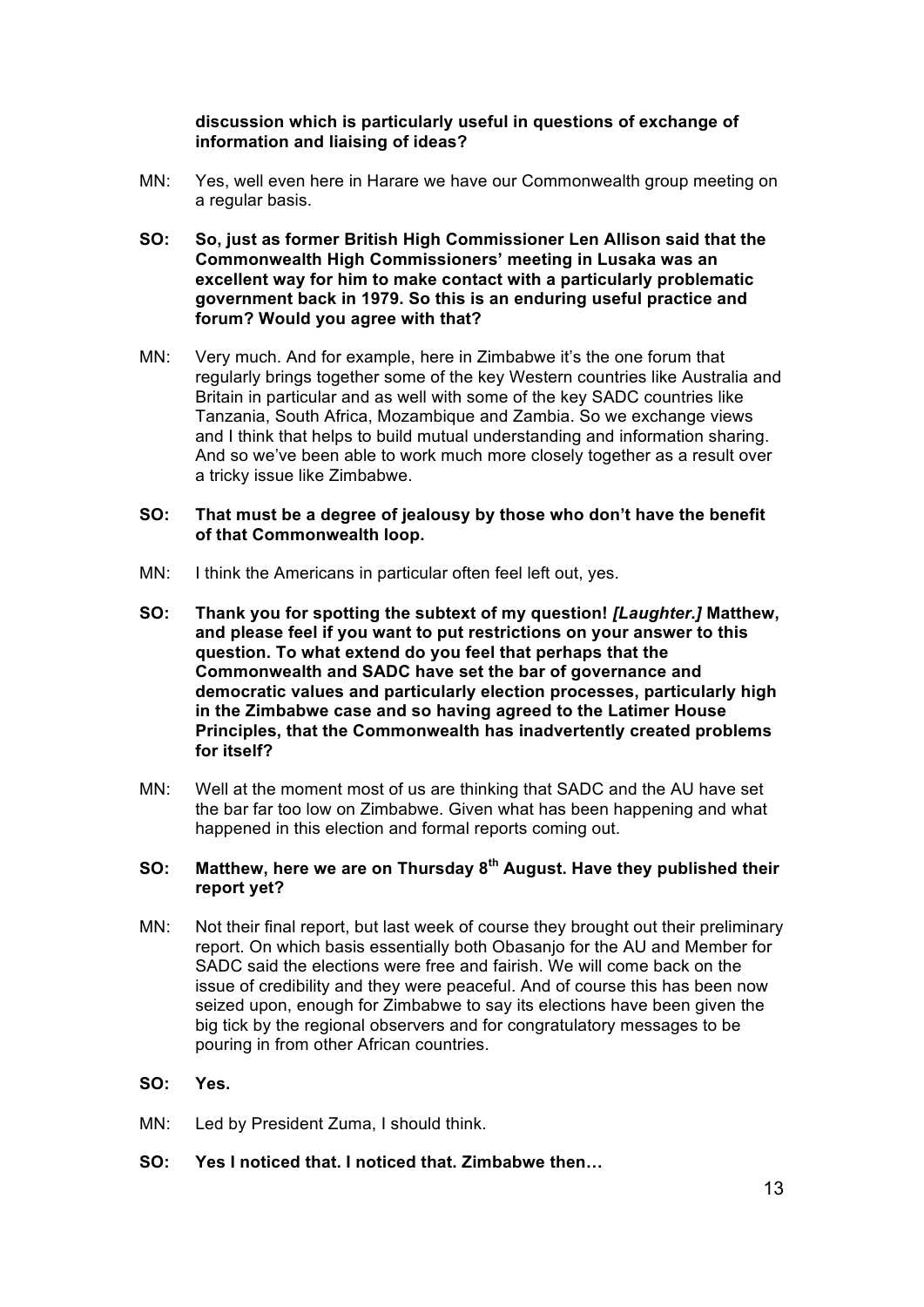**discussion which is particularly useful in questions of exchange of information and liaising of ideas?**

MN: Yes, well even here in Harare we have our Commonwealth group meeting on a regular basis.

**SO: So, just as former British High Commissioner Len Allison said that the Commonwealth High Commissioners' meeting in Lusaka was an excellent way for him to make contact with a particularly problematic government back in 1979. So this is an enduring useful practice and forum? Would you agree with that?**

MN: Very much. And for example, here in Zimbabwe it's the one forum that regularly brings together some of the key Western countries like Australia and Britain in particular and as well with some of the key SADC countries like Tanzania, South Africa, Mozambique and Zambia. So we exchange views and I think that helps to build mutual understanding and information sharing. And so we've been able to work much more closely together as a result over a tricky issue like Zimbabwe.

**SO: That must be a degree of jealousy by those who don't have the benefit of that Commonwealth loop.**

MN: I think the Americans in particular often feel left out, yes.

**SO: Thank you for spotting the subtext of my question! *[Laughter.]* Matthew, and please feel if you want to put restrictions on your answer to this question. To what extend do you feel that perhaps that the Commonwealth and SADC have set the bar of governance and democratic values and particularly election processes, particularly high in the Zimbabwe case and so having agreed to the Latimer House Principles, that the Commonwealth has inadvertently created problems for itself?**

MN: Well at the moment most of us are thinking that SADC and the AU have set the bar far too low on Zimbabwe. Given what has been happening and what happened in this election and formal reports coming out.

**SO: Matthew, here we are on Thursday 8th August. Have they published their report yet?**

MN: Not their final report, but last week of course they brought out their preliminary report. On which basis essentially both Obasanjo for the AU and Member for SADC said the elections were free and fairish. We will come back on the issue of credibility and they were peaceful. And of course this has been now seized upon, enough for Zimbabwe to say its elections have been given the big tick by the regional observers and for congratulatory messages to be pouring in from other African countries.

**SO: Yes.**

MN: Led by President Zuma, I should think.

**SO: Yes I noticed that. I noticed that. Zimbabwe then…**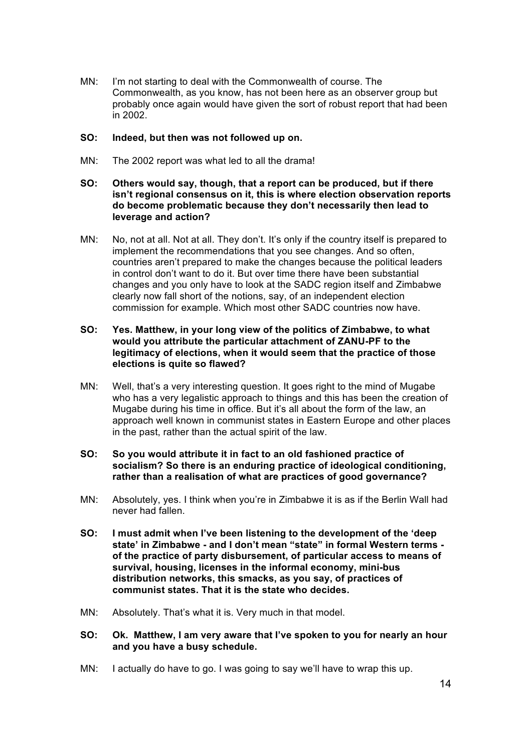MN: I'm not starting to deal with the Commonwealth of course. The Commonwealth, as you know, has not been here as an observer group but probably once again would have given the sort of robust report that had been in 2002.

**SO: Indeed, but then was not followed up on.**

MN: The 2002 report was what led to all the drama!

**SO: Others would say, though, that a report can be produced, but if there isn't regional consensus on it, this is where election observation reports do become problematic because they don't necessarily then lead to leverage and action?**

MN: No, not at all. Not at all. They don't. It's only if the country itself is prepared to implement the recommendations that you see changes. And so often, countries aren't prepared to make the changes because the political leaders in control don't want to do it. But over time there have been substantial changes and you only have to look at the SADC region itself and Zimbabwe clearly now fall short of the notions, say, of an independent election commission for example. Which most other SADC countries now have.

**SO: Yes. Matthew, in your long view of the politics of Zimbabwe, to what would you attribute the particular attachment of ZANU-PF to the legitimacy of elections, when it would seem that the practice of those elections is quite so flawed?**

MN: Well, that's a very interesting question. It goes right to the mind of Mugabe who has a very legalistic approach to things and this has been the creation of Mugabe during his time in office. But it's all about the form of the law, an approach well known in communist states in Eastern Europe and other places in the past, rather than the actual spirit of the law.

**SO: So you would attribute it in fact to an old fashioned practice of socialism? So there is an enduring practice of ideological conditioning, rather than a realisation of what are practices of good governance?**

MN: Absolutely, yes. I think when you're in Zimbabwe it is as if the Berlin Wall had never had fallen.

**SO: I must admit when I've been listening to the development of the 'deep state' in Zimbabwe - and I don't mean "state" in formal Western terms - of the practice of party disbursement, of particular access to means of survival, housing, licenses in the informal economy, mini-bus distribution networks, this smacks, as you say, of practices of communist states. That it is the state who decides.**

MN: Absolutely. That's what it is. Very much in that model.

**SO: Ok. Matthew, I am very aware that I've spoken to you for nearly an hour and you have a busy schedule.**

MN: I actually do have to go. I was going to say we'll have to wrap this up.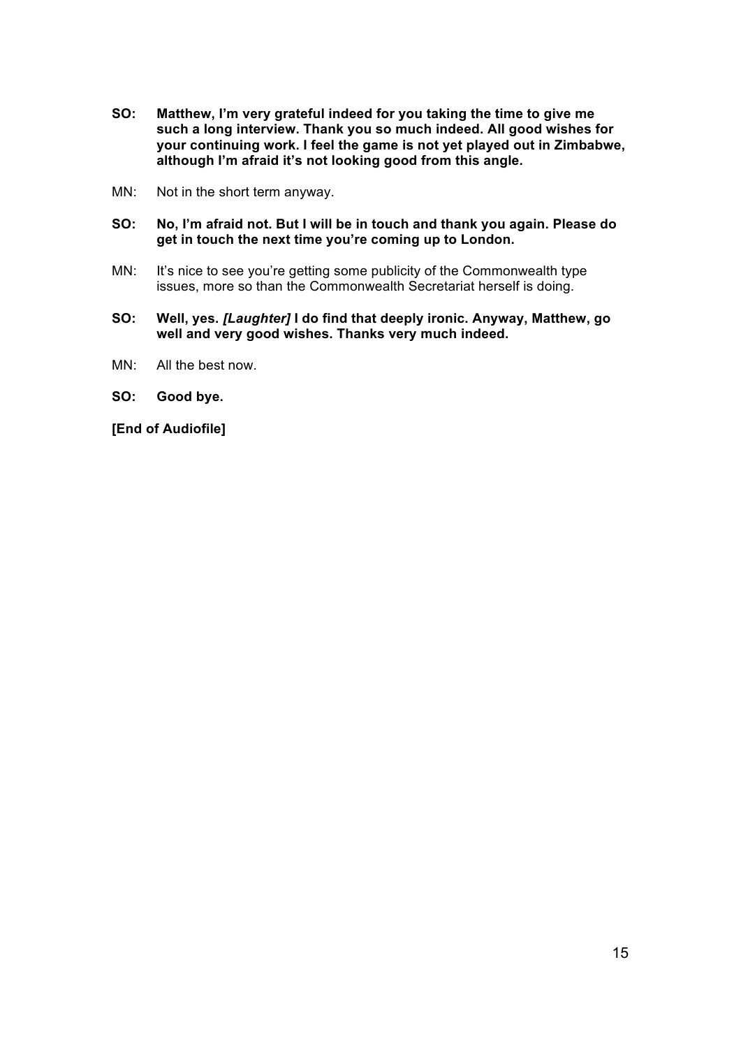**SO: Matthew, I'm very grateful indeed for you taking the time to give me such a long interview. Thank you so much indeed. All good wishes for your continuing work. I feel the game is not yet played out in Zimbabwe, although I'm afraid it's not looking good from this angle.**

MN: Not in the short term anyway.

**SO: No, I'm afraid not. But I will be in touch and thank you again. Please do get in touch the next time you're coming up to London.**

MN: It's nice to see you're getting some publicity of the Commonwealth type issues, more so than the Commonwealth Secretariat herself is doing.

**SO: Well, yes. *[Laughter]* I do find that deeply ironic. Anyway, Matthew, go well and very good wishes. Thanks very much indeed.**

MN: All the best now.

**SO: Good bye.**

**[End of Audiofile]**